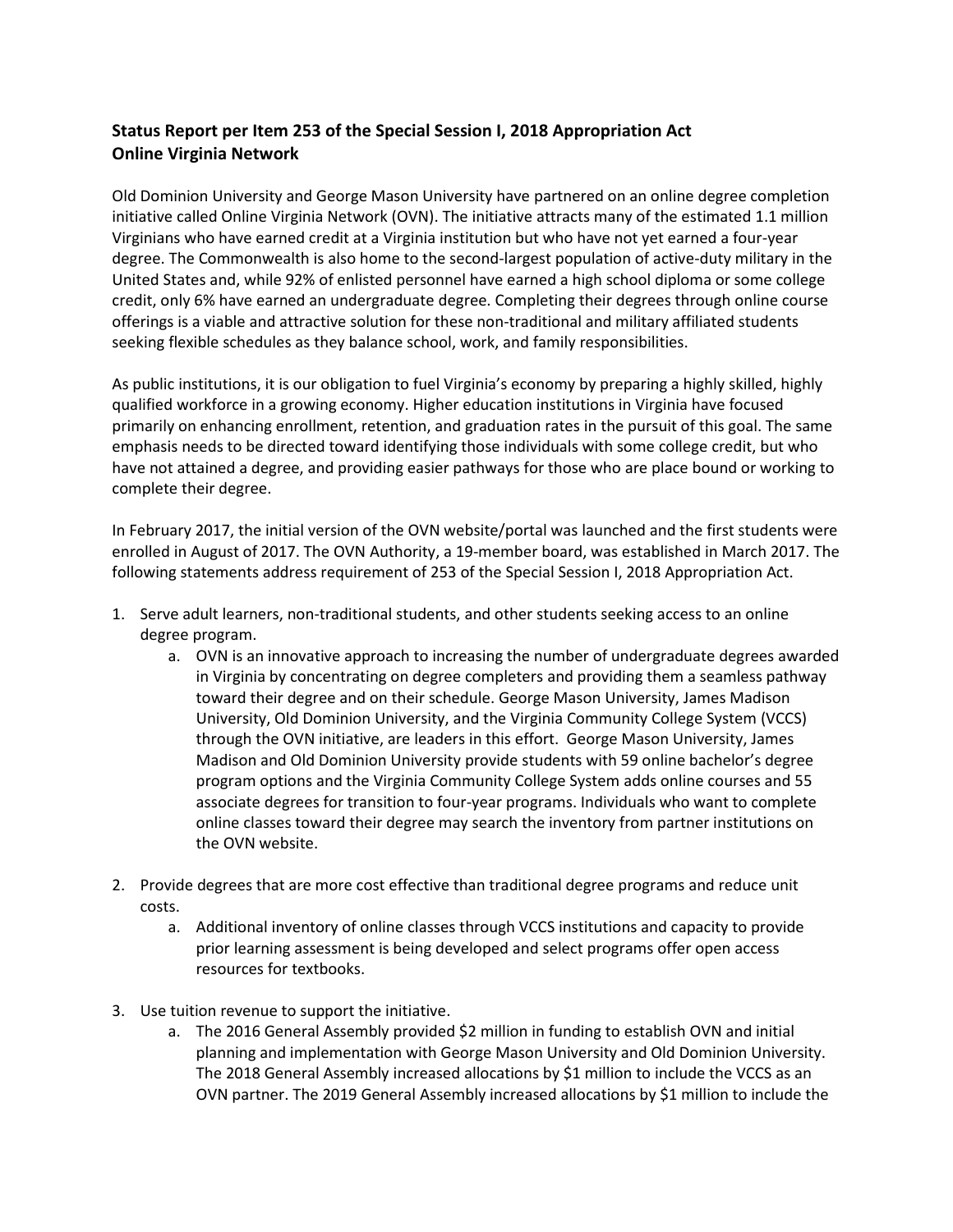**Status Report per Item 253 of the Special Session I, 2018 Appropriation Act**
**Online Virginia Network**

Old Dominion University and George Mason University have partnered on an online degree completion initiative called Online Virginia Network (OVN). The initiative attracts many of the estimated 1.1 million Virginians who have earned credit at a Virginia institution but who have not yet earned a four-year degree. The Commonwealth is also home to the second-largest population of active-duty military in the United States and, while 92% of enlisted personnel have earned a high school diploma or some college credit, only 6% have earned an undergraduate degree. Completing their degrees through online course offerings is a viable and attractive solution for these non-traditional and military affiliated students seeking flexible schedules as they balance school, work, and family responsibilities.

As public institutions, it is our obligation to fuel Virginia's economy by preparing a highly skilled, highly qualified workforce in a growing economy. Higher education institutions in Virginia have focused primarily on enhancing enrollment, retention, and graduation rates in the pursuit of this goal. The same emphasis needs to be directed toward identifying those individuals with some college credit, but who have not attained a degree, and providing easier pathways for those who are place bound or working to complete their degree.

In February 2017, the initial version of the OVN website/portal was launched and the first students were enrolled in August of 2017. The OVN Authority, a 19-member board, was established in March 2017. The following statements address requirement of 253 of the Special Session I, 2018 Appropriation Act.

1. Serve adult learners, non-traditional students, and other students seeking access to an online degree program.
    a. OVN is an innovative approach to increasing the number of undergraduate degrees awarded in Virginia by concentrating on degree completers and providing them a seamless pathway toward their degree and on their schedule. George Mason University, James Madison University, Old Dominion University, and the Virginia Community College System (VCCS) through the OVN initiative, are leaders in this effort. George Mason University, James Madison and Old Dominion University provide students with 59 online bachelor's degree program options and the Virginia Community College System adds online courses and 55 associate degrees for transition to four-year programs. Individuals who want to complete online classes toward their degree may search the inventory from partner institutions on the OVN website.

2. Provide degrees that are more cost effective than traditional degree programs and reduce unit costs.
    a. Additional inventory of online classes through VCCS institutions and capacity to provide prior learning assessment is being developed and select programs offer open access resources for textbooks.

3. Use tuition revenue to support the initiative.
    a. The 2016 General Assembly provided $2 million in funding to establish OVN and initial planning and implementation with George Mason University and Old Dominion University. The 2018 General Assembly increased allocations by $1 million to include the VCCS as an OVN partner. The 2019 General Assembly increased allocations by $1 million to include the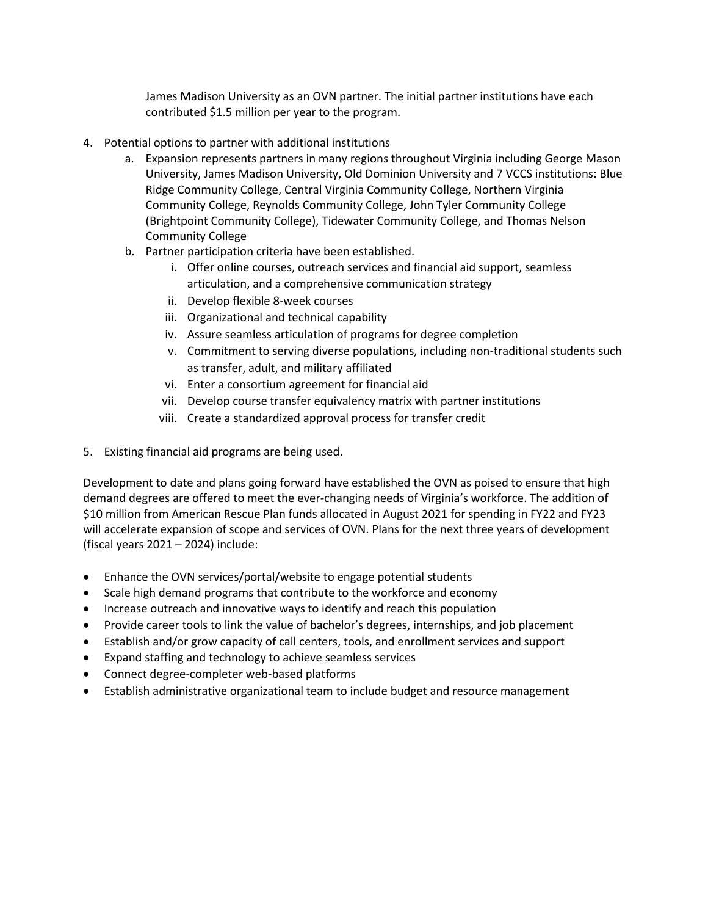James Madison University as an OVN partner. The initial partner institutions have each contributed $1.5 million per year to the program.

4. Potential options to partner with additional institutions
    a. Expansion represents partners in many regions throughout Virginia including George Mason University, James Madison University, Old Dominion University and 7 VCCS institutions: Blue Ridge Community College, Central Virginia Community College, Northern Virginia Community College, Reynolds Community College, John Tyler Community College (Brightpoint Community College), Tidewater Community College, and Thomas Nelson Community College
    b. Partner participation criteria have been established.
        i. Offer online courses, outreach services and financial aid support, seamless articulation, and a comprehensive communication strategy
        ii. Develop flexible 8-week courses
        iii. Organizational and technical capability
        iv. Assure seamless articulation of programs for degree completion
        v. Commitment to serving diverse populations, including non-traditional students such as transfer, adult, and military affiliated
        vi. Enter a consortium agreement for financial aid
        vii. Develop course transfer equivalency matrix with partner institutions
        viii. Create a standardized approval process for transfer credit

5. Existing financial aid programs are being used.

Development to date and plans going forward have established the OVN as poised to ensure that high demand degrees are offered to meet the ever-changing needs of Virginia's workforce. The addition of $10 million from American Rescue Plan funds allocated in August 2021 for spending in FY22 and FY23 will accelerate expansion of scope and services of OVN. Plans for the next three years of development (fiscal years 2021 – 2024) include:

- Enhance the OVN services/portal/website to engage potential students
- Scale high demand programs that contribute to the workforce and economy
- Increase outreach and innovative ways to identify and reach this population
- Provide career tools to link the value of bachelor's degrees, internships, and job placement
- Establish and/or grow capacity of call centers, tools, and enrollment services and support
- Expand staffing and technology to achieve seamless services
- Connect degree-completer web-based platforms
- Establish administrative organizational team to include budget and resource management